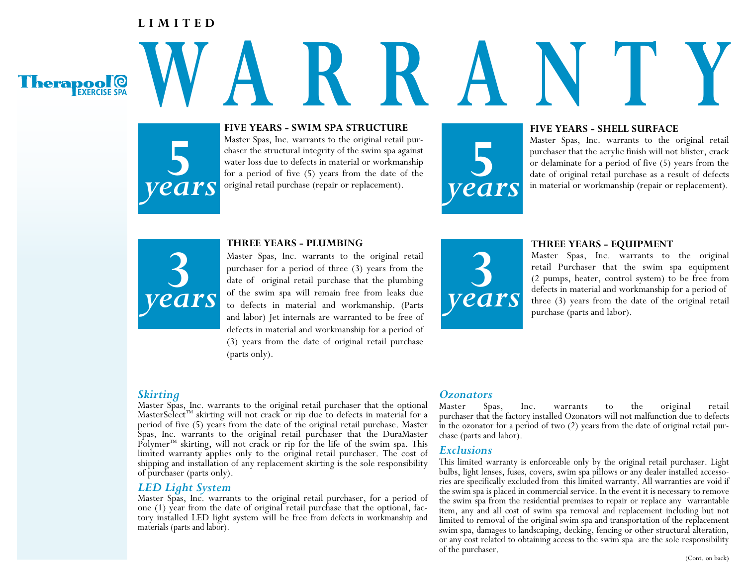Therapool™ EXERCISE SPA

**LIMITED**

# WARRANTY

**5 years**

### FIVE YEARS - SWIM SPA STRUCTURE

Master Spas, Inc. warrants to the original retail purchaser the structural integrity of the swim spa against water loss due to defects in material or workmanship for a period of five (5) years from the date of the original retail purchase (repair or replacement).

**5 years**

### FIVE YEARS - SHELL SURFACE

Master Spas, Inc. warrants to the original retail purchaser that the acrylic finish will not blister, crack or delaminate for a period of five (5) years from the date of original retail purchase as a result of defects in material or workmanship (repair or replacement).

**3 years**

### THREE YEARS - PLUMBING

Master Spas, Inc. warrants to the original retail purchaser for a period of three (3) years from the date of original retail purchase that the plumbing of the swim spa will remain free from leaks due to defects in material and workmanship. (Parts and labor) Jet internals are warranted to be free of defects in material and workmanship for a period of (3) years from the date of original retail purchase (parts only).

**3 years**

### THREE YEARS - EQUIPMENT

Master Spas, Inc. warrants to the original retail Purchaser that the swim spa equipment (2 pumps, heater, control system) to be free from defects in material and workmanship for a period of three (3) years from the date of the original retail purchase (parts and labor).

### *Skirting*

Master Spas, Inc. warrants to the original retail purchaser that the optional MasterSelect™ skirting will not crack or rip due to defects in material for a period of five (5) years from the date of the original retail purchase. Master Spas, Inc. warrants to the original retail purchaser that the DuraMaster Polymer™ skirting, will not crack or rip for the life of the swim spa. This limited warranty applies only to the original retail purchaser. The cost of shipping and installation of any replacement skirting is the sole responsibility of purchaser (parts only).

### *LED Light System*

Master Spas, Inc. warrants to the original retail purchaser, for a period of one (1) year from the date of original retail purchase that the optional, factory installed LED light system will be free from defects in workmanship and materials (parts and labor).

### *Ozonators*

Master Spas, Inc. warrants to the original retail purchaser that the factory installed Ozonators will not malfunction due to defects in the ozonator for a period of two (2) years from the date of original retail purchase (parts and labor).

### *Exclusions*

This limited warranty is enforceable only by the original retail purchaser. Light bulbs, light lenses, fuses, covers, swim spa pillows or any dealer installed accessories are specifically excluded from this limited warranty. All warranties are void if the swim spa is placed in commercial service. In the event it is necessary to remove the swim spa from the residential premises to repair or replace any warrantable item, any and all cost of swim spa removal and replacement including but not limited to removal of the original swim spa and transportation of the replacement swim spa, damages to landscaping, decking, fencing or other structural alteration, or any cost related to obtaining access to the swim spa are the sole responsibility of the purchaser.

(Cont. on back)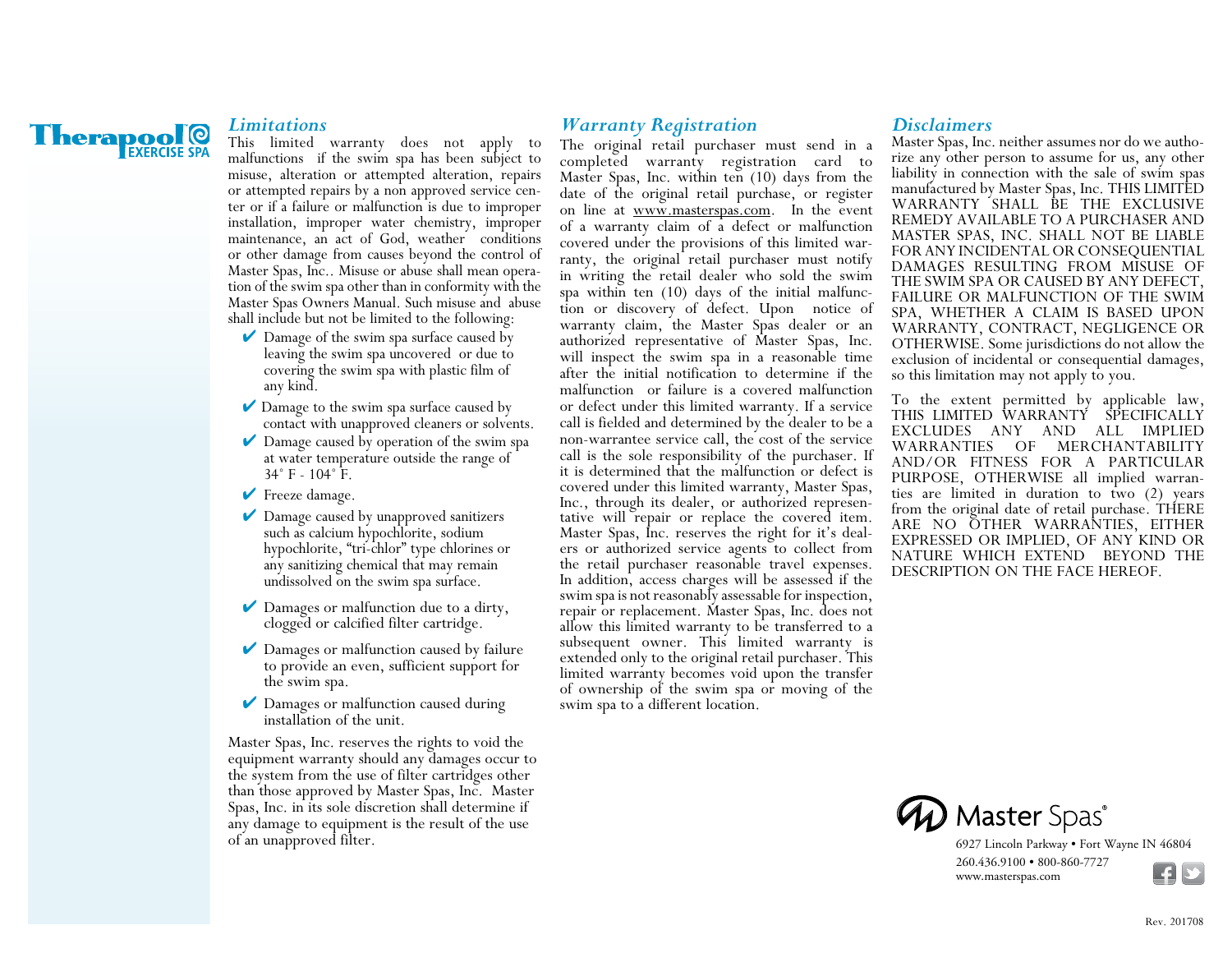Therapool EXERCISE SPA

## *Limitations*

This limited warranty does not apply to malfunctions if the swim spa has been subject to misuse, alteration or attempted alteration, repairs or attempted repairs by a non approved service center or if a failure or malfunction is due to improper installation, improper water chemistry, improper maintenance, an act of God, weather conditions or other damage from causes beyond the control of Master Spas, Inc.. Misuse or abuse shall mean operation of the swim spa other than in conformity with the Master Spas Owners Manual. Such misuse and abuse shall include but not be limited to the following:

- ✔ Damage of the swim spa surface caused by leaving the swim spa uncovered or due to covering the swim spa with plastic film of any kind.
- ✔ Damage to the swim spa surface caused by contact with unapproved cleaners or solvents.
- ✔ Damage caused by operation of the swim spa at water temperature outside the range of 34° F - 104° F.
- ✔ Freeze damage.
- ✔ Damage caused by unapproved sanitizers such as calcium hypochlorite, sodium hypochlorite, "tri-chlor" type chlorines or any sanitizing chemical that may remain undissolved on the swim spa surface.
- ✔ Damages or malfunction due to a dirty, clogged or calcified filter cartridge.
- ✔ Damages or malfunction caused by failure to provide an even, sufficient support for the swim spa.
- ✔ Damages or malfunction caused during installation of the unit.

Master Spas, Inc. reserves the rights to void the equipment warranty should any damages occur to the system from the use of filter cartridges other than those approved by Master Spas, Inc. Master Spas, Inc. in its sole discretion shall determine if any damage to equipment is the result of the use of an unapproved filter.

## *Warranty Registration*

The original retail purchaser must send in a completed warranty registration card to Master Spas, Inc. within ten (10) days from the date of the original retail purchase, or register on line at www.masterspas.com. In the event of a warranty claim of a defect or malfunction covered under the provisions of this limited warranty, the original retail purchaser must notify in writing the retail dealer who sold the swim spa within ten (10) days of the initial malfunction or discovery of defect. Upon notice of warranty claim, the Master Spas dealer or an authorized representative of Master Spas, Inc. will inspect the swim spa in a reasonable time after the initial notification to determine if the malfunction or failure is a covered malfunction or defect under this limited warranty. If a service call is fielded and determined by the dealer to be a non-warrantee service call, the cost of the service call is the sole responsibility of the purchaser. If it is determined that the malfunction or defect is covered under this limited warranty, Master Spas, Inc., through its dealer, or authorized representative will repair or replace the covered item. Master Spas, Inc. reserves the right for it's dealers or authorized service agents to collect from the retail purchaser reasonable travel expenses. In addition, access charges will be assessed if the swim spa is not reasonably assessable for inspection, repair or replacement. Master Spas, Inc. does not allow this limited warranty to be transferred to a subsequent owner. This limited warranty is extended only to the original retail purchaser. This limited warranty becomes void upon the transfer of ownership of the swim spa or moving of the swim spa to a different location.

## *Disclaimers*

Master Spas, Inc. neither assumes nor do we authorize any other person to assume for us, any other liability in connection with the sale of swim spas manufactured by Master Spas, Inc. THIS LIMITED WARRANTY SHALL BE THE EXCLUSIVE REMEDY AVAILABLE TO A PURCHASER AND MASTER SPAS, INC. SHALL NOT BE LIABLE FOR ANY INCIDENTAL OR CONSEQUENTIAL DAMAGES RESULTING FROM MISUSE OF THE SWIM SPA OR CAUSED BY ANY DEFECT, FAILURE OR MALFUNCTION OF THE SWIM SPA, WHETHER A CLAIM IS BASED UPON WARRANTY, CONTRACT, NEGLIGENCE OR OTHERWISE. Some jurisdictions do not allow the exclusion of incidental or consequential damages, so this limitation may not apply to you.

To the extent permitted by applicable law, THIS LIMITED WARRANTY SPECIFICALLY EXCLUDES ANY AND ALL IMPLIED WARRANTIES OF MERCHANTABILITY AND/OR FITNESS FOR A PARTICULAR PURPOSE, OTHERWISE all implied warranties are limited in duration to two (2) years from the original date of retail purchase. THERE ARE NO OTHER WARRANTIES, EITHER EXPRESSED OR IMPLIED, OF ANY KIND OR NATURE WHICH EXTEND BEYOND THE DESCRIPTION ON THE FACE HEREOF.

Master Spas®

6927 Lincoln Parkway • Fort Wayne IN 46804

260.436.9100 • 800-860-7727

www.masterspas.com

Rev. 201708